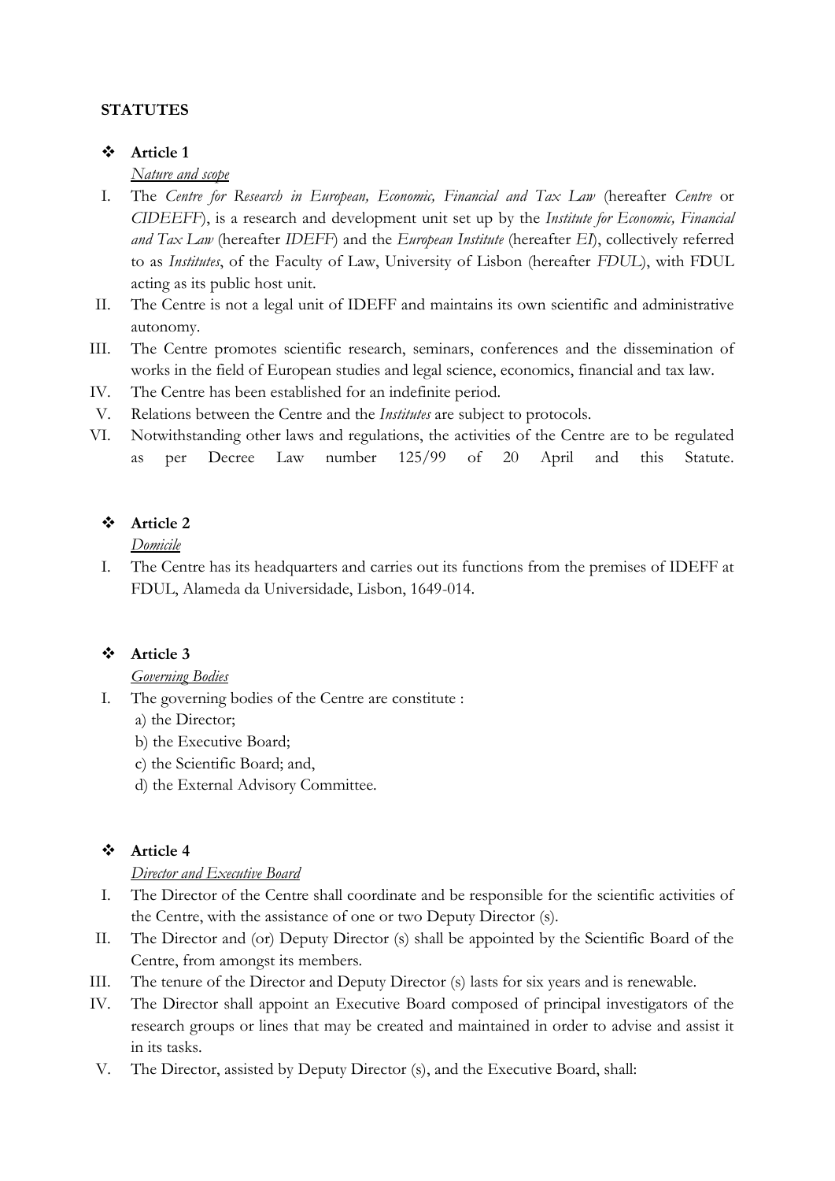**STATUTES**

- **Article 1**

  *Nature and scope*

I. The *Centre for Research in European, Economic, Financial and Tax Law* (hereafter *Centre* or *CIDEEFF*), is a research and development unit set up by the *Institute for Economic, Financial and Tax Law* (hereafter *IDEFF*) and the *European Institute* (hereafter *EI*), collectively referred to as *Institutes*, of the Faculty of Law, University of Lisbon (hereafter *FDUL*), with FDUL acting as its public host unit.

II. The Centre is not a legal unit of IDEFF and maintains its own scientific and administrative autonomy.

III. The Centre promotes scientific research, seminars, conferences and the dissemination of works in the field of European studies and legal science, economics, financial and tax law.

IV. The Centre has been established for an indefinite period.

V. Relations between the Centre and the *Institutes* are subject to protocols.

VI. Notwithstanding other laws and regulations, the activities of the Centre are to be regulated as per Decree Law number 125/99 of 20 April and this Statute.

- **Article 2**

  *Domicile*

I. The Centre has its headquarters and carries out its functions from the premises of IDEFF at FDUL, Alameda da Universidade, Lisbon, 1649-014.

- **Article 3**

  *Governing Bodies*

I. The governing bodies of the Centre are constitute :

   a) the Director;

   b) the Executive Board;

   c) the Scientific Board; and,

   d) the External Advisory Committee.

- **Article 4**

  *Director and Executive Board*

I. The Director of the Centre shall coordinate and be responsible for the scientific activities of the Centre, with the assistance of one or two Deputy Director (s).

II. The Director and (or) Deputy Director (s) shall be appointed by the Scientific Board of the Centre, from amongst its members.

III. The tenure of the Director and Deputy Director (s) lasts for six years and is renewable.

IV. The Director shall appoint an Executive Board composed of principal investigators of the research groups or lines that may be created and maintained in order to advise and assist it in its tasks.

V. The Director, assisted by Deputy Director (s), and the Executive Board, shall: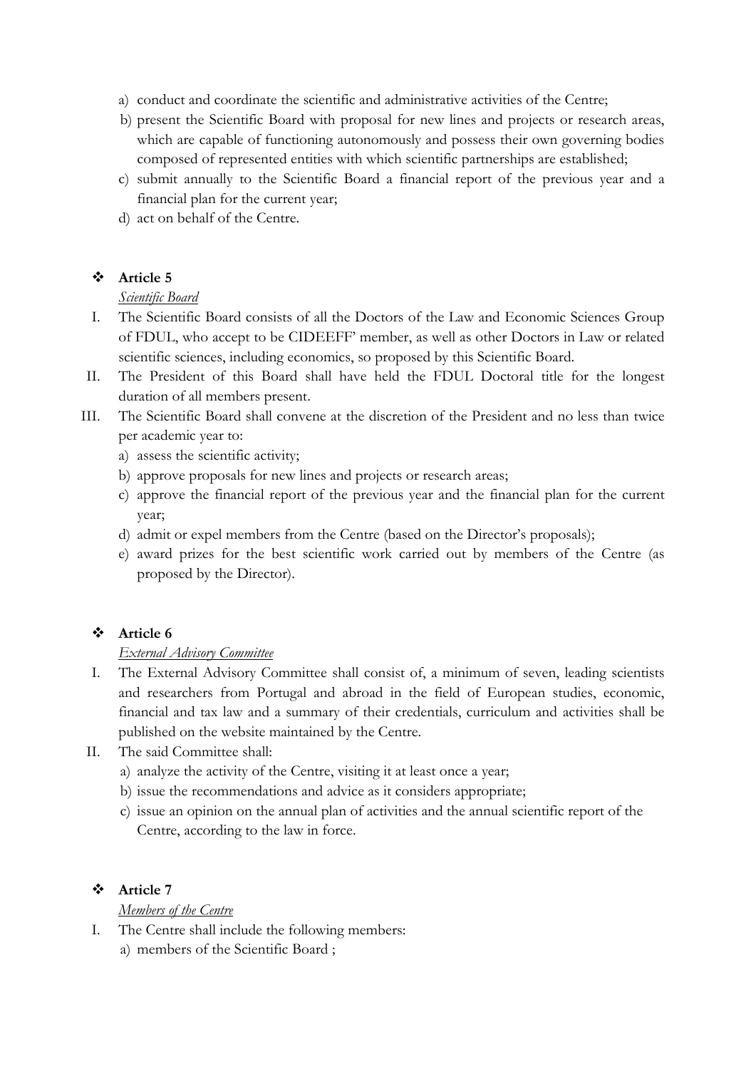a) conduct and coordinate the scientific and administrative activities of the Centre;
b) present the Scientific Board with proposal for new lines and projects or research areas, which are capable of functioning autonomously and possess their own governing bodies composed of represented entities with which scientific partnerships are established;
c) submit annually to the Scientific Board a financial report of the previous year and a financial plan for the current year;
d) act on behalf of the Centre.

## ❖ Article 5

*Scientific Board*

I. The Scientific Board consists of all the Doctors of the Law and Economic Sciences Group of FDUL, who accept to be CIDEEFF' member, as well as other Doctors in Law or related scientific sciences, including economics, so proposed by this Scientific Board.

II. The President of this Board shall have held the FDUL Doctoral title for the longest duration of all members present.

III. The Scientific Board shall convene at the discretion of the President and no less than twice per academic year to:

a) assess the scientific activity;
b) approve proposals for new lines and projects or research areas;
c) approve the financial report of the previous year and the financial plan for the current year;
d) admit or expel members from the Centre (based on the Director's proposals);
e) award prizes for the best scientific work carried out by members of the Centre (as proposed by the Director).

## ❖ Article 6

*External Advisory Committee*

I. The External Advisory Committee shall consist of, a minimum of seven, leading scientists and researchers from Portugal and abroad in the field of European studies, economic, financial and tax law and a summary of their credentials, curriculum and activities shall be published on the website maintained by the Centre.

II. The said Committee shall:

a) analyze the activity of the Centre, visiting it at least once a year;
b) issue the recommendations and advice as it considers appropriate;
c) issue an opinion on the annual plan of activities and the annual scientific report of the Centre, according to the law in force.

## ❖ Article 7

*Members of the Centre*

I. The Centre shall include the following members:

a) members of the Scientific Board ;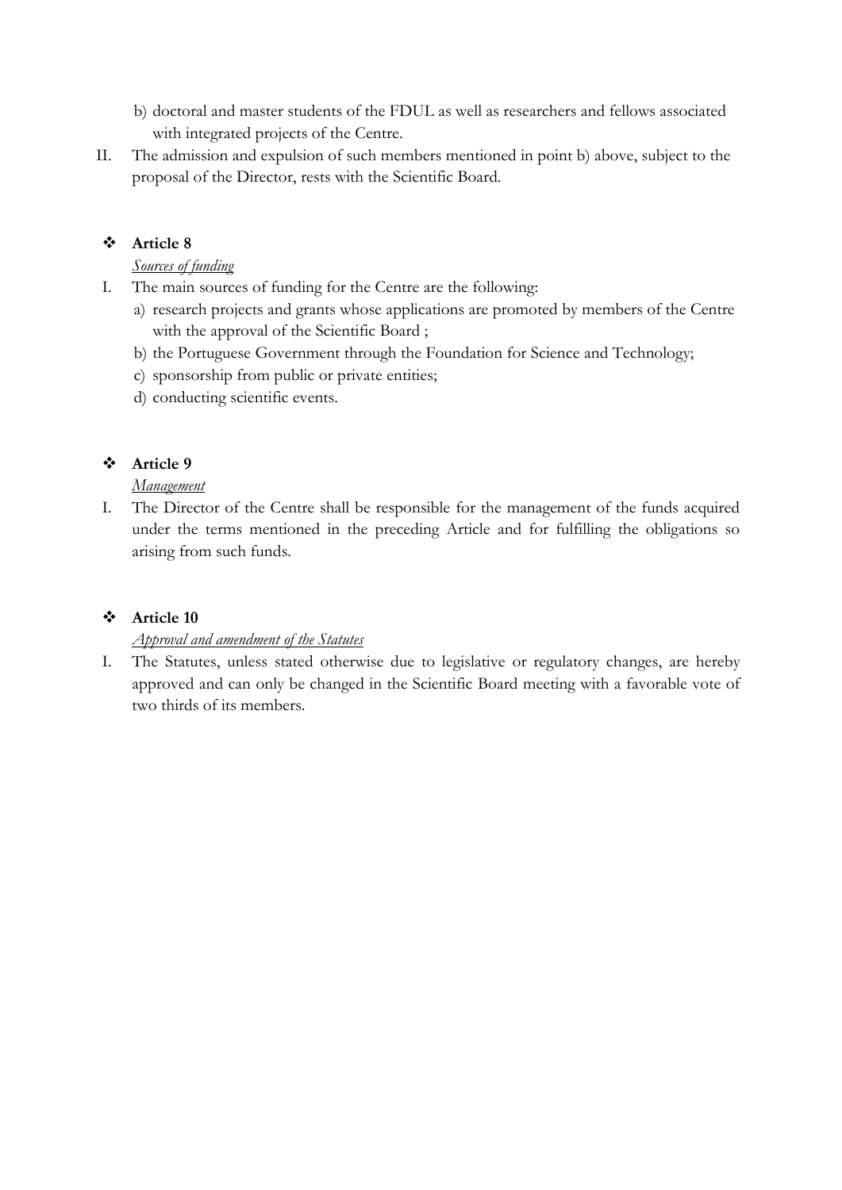b) doctoral and master students of the FDUL as well as researchers and fellows associated with integrated projects of the Centre.

II. The admission and expulsion of such members mentioned in point b) above, subject to the proposal of the Director, rests with the Scientific Board.

### ❖ Article 8

*Sources of funding*

I. The main sources of funding for the Centre are the following:

   a) research projects and grants whose applications are promoted by members of the Centre with the approval of the Scientific Board ;

   b) the Portuguese Government through the Foundation for Science and Technology;

   c) sponsorship from public or private entities;

   d) conducting scientific events.

### ❖ Article 9

*Management*

I. The Director of the Centre shall be responsible for the management of the funds acquired under the terms mentioned in the preceding Article and for fulfilling the obligations so arising from such funds.

### ❖ Article 10

*Approval and amendment of the Statutes*

I. The Statutes, unless stated otherwise due to legislative or regulatory changes, are hereby approved and can only be changed in the Scientific Board meeting with a favorable vote of two thirds of its members.